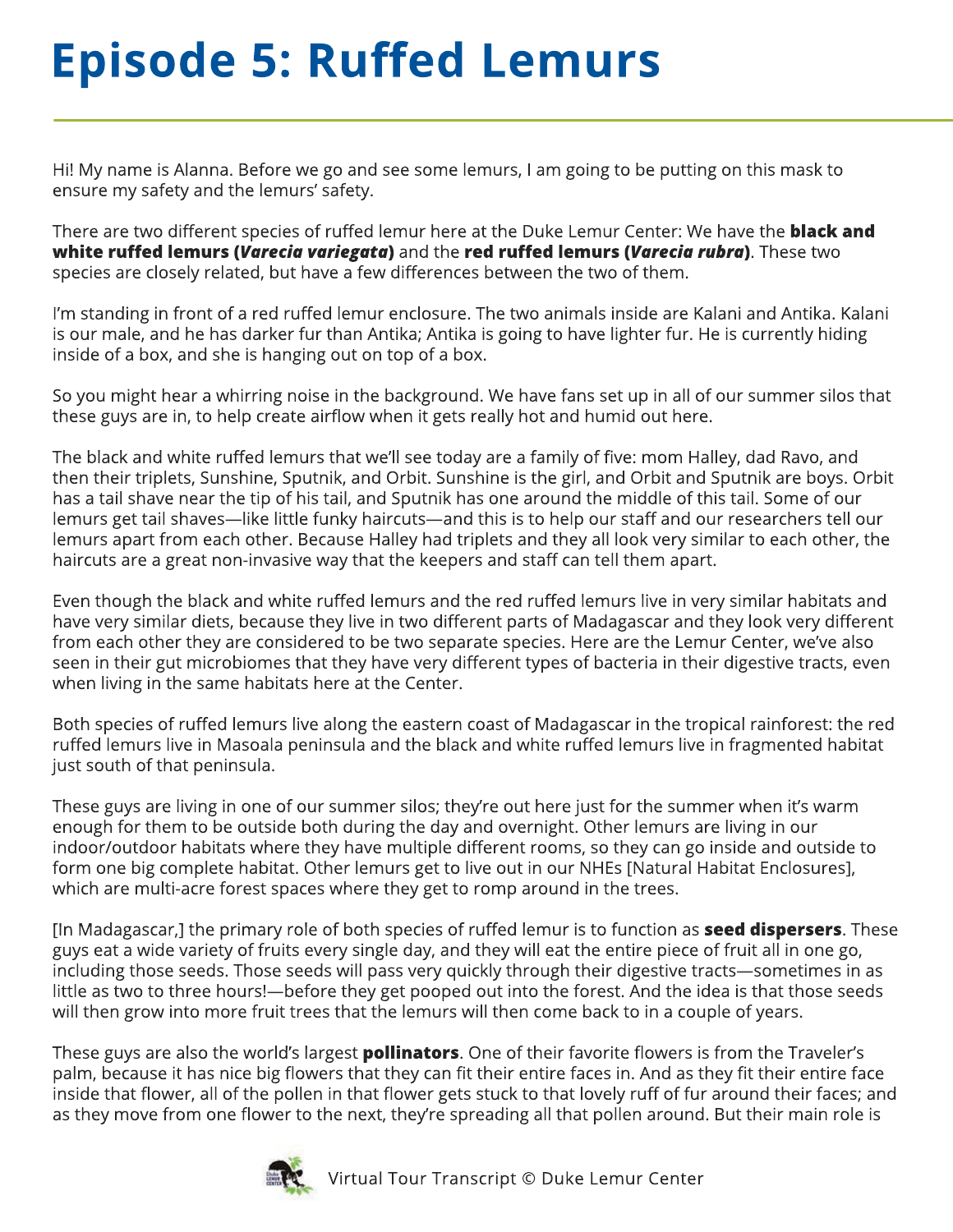# Episode 5: Ruffed Lemurs

Hi! My name is Alanna. Before we go and see some lemurs, I am going to be putting on this mask to ensure my safety and the lemurs' safety.

There are two different species of ruffed lemur here at the Duke Lemur Center: We have the **black and white ruffed lemurs (*Varecia variegata*)** and the **red ruffed lemurs (*Varecia rubra*)**. These two species are closely related, but have a few differences between the two of them.

I'm standing in front of a red ruffed lemur enclosure. The two animals inside are Kalani and Antika. Kalani is our male, and he has darker fur than Antika; Antika is going to have lighter fur. He is currently hiding inside of a box, and she is hanging out on top of a box.

So you might hear a whirring noise in the background. We have fans set up in all of our summer silos that these guys are in, to help create airflow when it gets really hot and humid out here.

The black and white ruffed lemurs that we'll see today are a family of five: mom Halley, dad Ravo, and then their triplets, Sunshine, Sputnik, and Orbit. Sunshine is the girl, and Orbit and Sputnik are boys. Orbit has a tail shave near the tip of his tail, and Sputnik has one around the middle of this tail. Some of our lemurs get tail shaves—like little funky haircuts—and this is to help our staff and our researchers tell our lemurs apart from each other. Because Halley had triplets and they all look very similar to each other, the haircuts are a great non-invasive way that the keepers and staff can tell them apart.

Even though the black and white ruffed lemurs and the red ruffed lemurs live in very similar habitats and have very similar diets, because they live in two different parts of Madagascar and they look very different from each other they are considered to be two separate species. Here are the Lemur Center, we've also seen in their gut microbiomes that they have very different types of bacteria in their digestive tracts, even when living in the same habitats here at the Center.

Both species of ruffed lemurs live along the eastern coast of Madagascar in the tropical rainforest: the red ruffed lemurs live in Masoala peninsula and the black and white ruffed lemurs live in fragmented habitat just south of that peninsula.

These guys are living in one of our summer silos; they're out here just for the summer when it's warm enough for them to be outside both during the day and overnight. Other lemurs are living in our indoor/outdoor habitats where they have multiple different rooms, so they can go inside and outside to form one big complete habitat. Other lemurs get to live out in our NHEs [Natural Habitat Enclosures], which are multi-acre forest spaces where they get to romp around in the trees.

[In Madagascar,] the primary role of both species of ruffed lemur is to function as **seed dispersers**. These guys eat a wide variety of fruits every single day, and they will eat the entire piece of fruit all in one go, including those seeds. Those seeds will pass very quickly through their digestive tracts—sometimes in as little as two to three hours!—before they get pooped out into the forest. And the idea is that those seeds will then grow into more fruit trees that the lemurs will then come back to in a couple of years.

These guys are also the world's largest **pollinators**. One of their favorite flowers is from the Traveler's palm, because it has nice big flowers that they can fit their entire faces in. And as they fit their entire face inside that flower, all of the pollen in that flower gets stuck to that lovely ruff of fur around their faces; and as they move from one flower to the next, they're spreading all that pollen around. But their main role is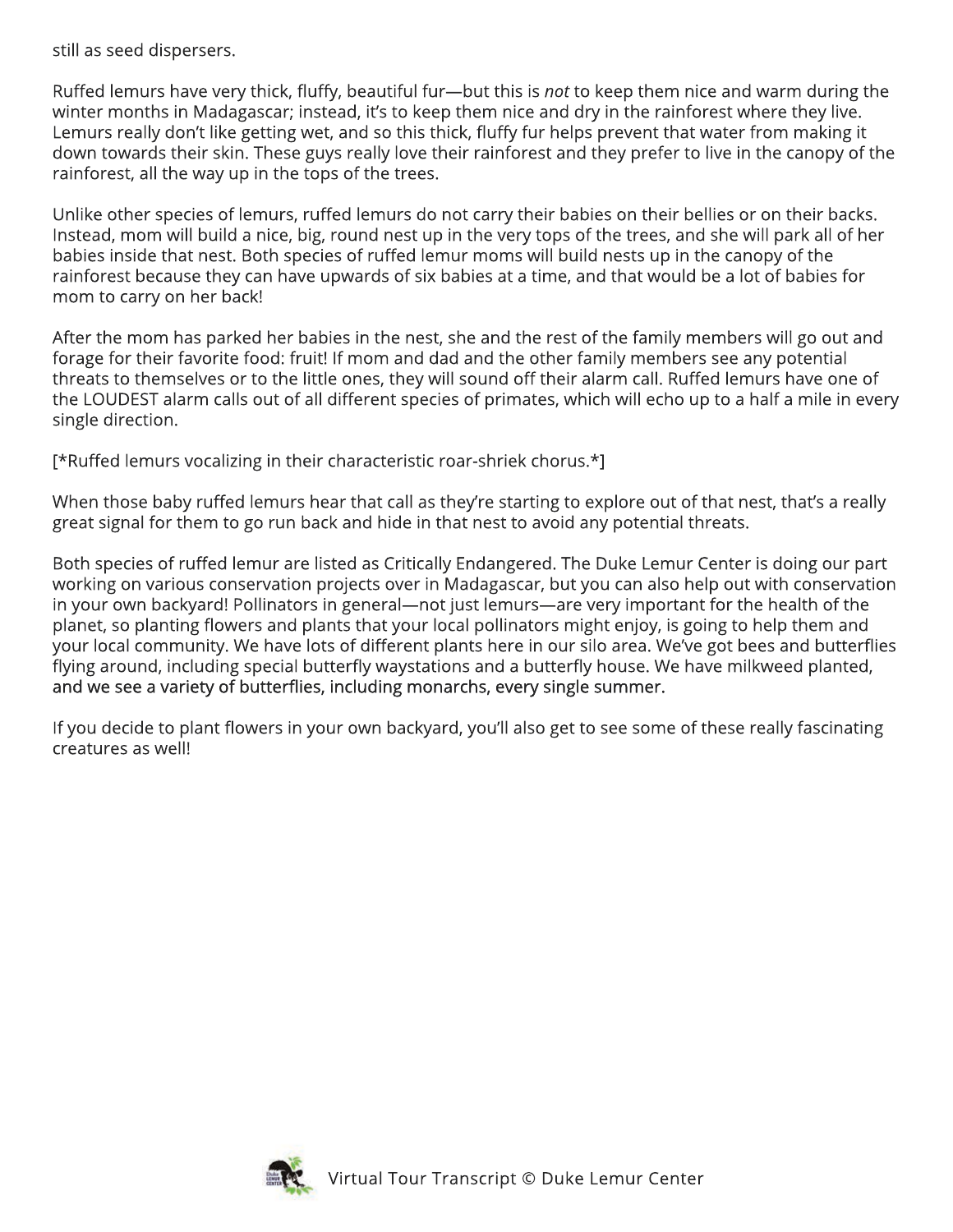still as seed dispersers.

Ruffed lemurs have very thick, fluffy, beautiful fur—but this is *not* to keep them nice and warm during the winter months in Madagascar; instead, it's to keep them nice and dry in the rainforest where they live. Lemurs really don't like getting wet, and so this thick, fluffy fur helps prevent that water from making it down towards their skin. These guys really love their rainforest and they prefer to live in the canopy of the rainforest, all the way up in the tops of the trees.

Unlike other species of lemurs, ruffed lemurs do not carry their babies on their bellies or on their backs. Instead, mom will build a nice, big, round nest up in the very tops of the trees, and she will park all of her babies inside that nest. Both species of ruffed lemur moms will build nests up in the canopy of the rainforest because they can have upwards of six babies at a time, and that would be a lot of babies for mom to carry on her back!

After the mom has parked her babies in the nest, she and the rest of the family members will go out and forage for their favorite food: fruit! If mom and dad and the other family members see any potential threats to themselves or to the little ones, they will sound off their alarm call. Ruffed lemurs have one of the LOUDEST alarm calls out of all different species of primates, which will echo up to a half a mile in every single direction.

[*Ruffed lemurs vocalizing in their characteristic roar-shriek chorus.*]

When those baby ruffed lemurs hear that call as they're starting to explore out of that nest, that's a really great signal for them to go run back and hide in that nest to avoid any potential threats.

Both species of ruffed lemur are listed as Critically Endangered. The Duke Lemur Center is doing our part working on various conservation projects over in Madagascar, but you can also help out with conservation in your own backyard! Pollinators in general—not just lemurs—are very important for the health of the planet, so planting flowers and plants that your local pollinators might enjoy, is going to help them and your local community. We have lots of different plants here in our silo area. We've got bees and butterflies flying around, including special butterfly waystations and a butterfly house. We have milkweed planted, and we see a variety of butterflies, including monarchs, every single summer.

If you decide to plant flowers in your own backyard, you'll also get to see some of these really fascinating creatures as well!